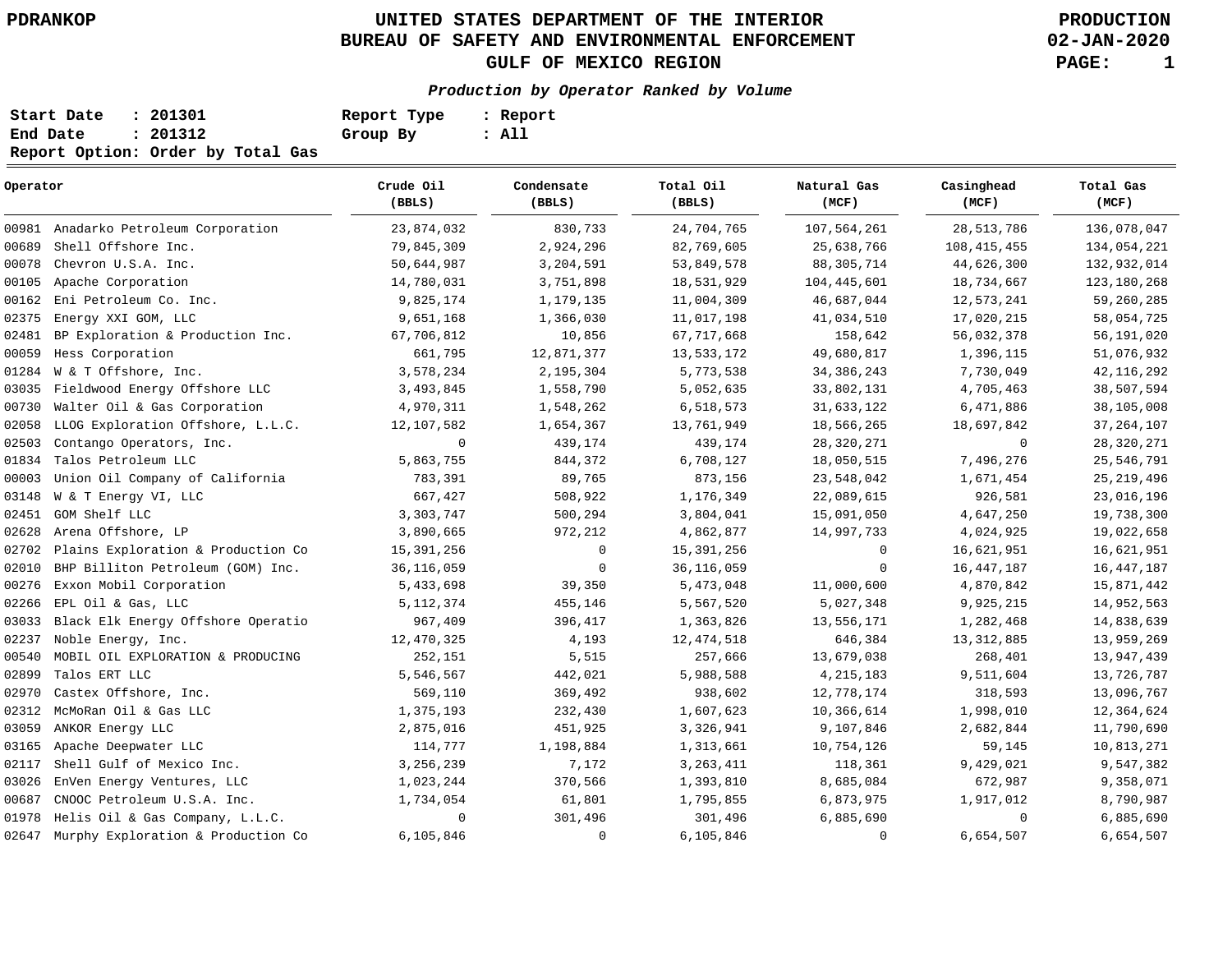# UNITED STATES DEPARTMENT OF THE INTERIOR
## BUREAU OF SAFETY AND ENVIRONMENTAL ENFORCEMENT
## GULF OF MEXICO REGION

PDRANKOP

PRODUCTION
02-JAN-2020

***Production by Operator Ranked by Volume***

**Start Date : 201301** **Report Type : Report**
**End Date : 201312** **Group By : All**
**Report Option: Order by Total Gas**

| Operator | Crude Oil (BBLS) | Condensate (BBLS) | Total Oil (BBLS) | Natural Gas (MCF) | Casinghead (MCF) | Total Gas (MCF) |
|---|---|---|---|---|---|---|
| 00981 Anadarko Petroleum Corporation | 23,874,032 | 830,733 | 24,704,765 | 107,564,261 | 28,513,786 | 136,078,047 |
| 00689 Shell Offshore Inc. | 79,845,309 | 2,924,296 | 82,769,605 | 25,638,766 | 108,415,455 | 134,054,221 |
| 00078 Chevron U.S.A. Inc. | 50,644,987 | 3,204,591 | 53,849,578 | 88,305,714 | 44,626,300 | 132,932,014 |
| 00105 Apache Corporation | 14,780,031 | 3,751,898 | 18,531,929 | 104,445,601 | 18,734,667 | 123,180,268 |
| 00162 Eni Petroleum Co. Inc. | 9,825,174 | 1,179,135 | 11,004,309 | 46,687,044 | 12,573,241 | 59,260,285 |
| 02375 Energy XXI GOM, LLC | 9,651,168 | 1,366,030 | 11,017,198 | 41,034,510 | 17,020,215 | 58,054,725 |
| 02481 BP Exploration & Production Inc. | 67,706,812 | 10,856 | 67,717,668 | 158,642 | 56,032,378 | 56,191,020 |
| 00059 Hess Corporation | 661,795 | 12,871,377 | 13,533,172 | 49,680,817 | 1,396,115 | 51,076,932 |
| 01284 W & T Offshore, Inc. | 3,578,234 | 2,195,304 | 5,773,538 | 34,386,243 | 7,730,049 | 42,116,292 |
| 03035 Fieldwood Energy Offshore LLC | 3,493,845 | 1,558,790 | 5,052,635 | 33,802,131 | 4,705,463 | 38,507,594 |
| 00730 Walter Oil & Gas Corporation | 4,970,311 | 1,548,262 | 6,518,573 | 31,633,122 | 6,471,886 | 38,105,008 |
| 02058 LLOG Exploration Offshore, L.L.C. | 12,107,582 | 1,654,367 | 13,761,949 | 18,566,265 | 18,697,842 | 37,264,107 |
| 02503 Contango Operators, Inc. | 0 | 439,174 | 439,174 | 28,320,271 | 0 | 28,320,271 |
| 01834 Talos Petroleum LLC | 5,863,755 | 844,372 | 6,708,127 | 18,050,515 | 7,496,276 | 25,546,791 |
| 00003 Union Oil Company of California | 783,391 | 89,765 | 873,156 | 23,548,042 | 1,671,454 | 25,219,496 |
| 03148 W & T Energy VI, LLC | 667,427 | 508,922 | 1,176,349 | 22,089,615 | 926,581 | 23,016,196 |
| 02451 GOM Shelf LLC | 3,303,747 | 500,294 | 3,804,041 | 15,091,050 | 4,647,250 | 19,738,300 |
| 02628 Arena Offshore, LP | 3,890,665 | 972,212 | 4,862,877 | 14,997,733 | 4,024,925 | 19,022,658 |
| 02702 Plains Exploration & Production Co | 15,391,256 | 0 | 15,391,256 | 0 | 16,621,951 | 16,621,951 |
| 02010 BHP Billiton Petroleum (GOM) Inc. | 36,116,059 | 0 | 36,116,059 | 0 | 16,447,187 | 16,447,187 |
| 00276 Exxon Mobil Corporation | 5,433,698 | 39,350 | 5,473,048 | 11,000,600 | 4,870,842 | 15,871,442 |
| 02266 EPL Oil & Gas, LLC | 5,112,374 | 455,146 | 5,567,520 | 5,027,348 | 9,925,215 | 14,952,563 |
| 03033 Black Elk Energy Offshore Operatio | 967,409 | 396,417 | 1,363,826 | 13,556,171 | 1,282,468 | 14,838,639 |
| 02237 Noble Energy, Inc. | 12,470,325 | 4,193 | 12,474,518 | 646,384 | 13,312,885 | 13,959,269 |
| 00540 MOBIL OIL EXPLORATION & PRODUCING | 252,151 | 5,515 | 257,666 | 13,679,038 | 268,401 | 13,947,439 |
| 02899 Talos ERT LLC | 5,546,567 | 442,021 | 5,988,588 | 4,215,183 | 9,511,604 | 13,726,787 |
| 02970 Castex Offshore, Inc. | 569,110 | 369,492 | 938,602 | 12,778,174 | 318,593 | 13,096,767 |
| 02312 McMoRan Oil & Gas LLC | 1,375,193 | 232,430 | 1,607,623 | 10,366,614 | 1,998,010 | 12,364,624 |
| 03059 ANKOR Energy LLC | 2,875,016 | 451,925 | 3,326,941 | 9,107,846 | 2,682,844 | 11,790,690 |
| 03165 Apache Deepwater LLC | 114,777 | 1,198,884 | 1,313,661 | 10,754,126 | 59,145 | 10,813,271 |
| 02117 Shell Gulf of Mexico Inc. | 3,256,239 | 7,172 | 3,263,411 | 118,361 | 9,429,021 | 9,547,382 |
| 03026 EnVen Energy Ventures, LLC | 1,023,244 | 370,566 | 1,393,810 | 8,685,084 | 672,987 | 9,358,071 |
| 00687 CNOOC Petroleum U.S.A. Inc. | 1,734,054 | 61,801 | 1,795,855 | 6,873,975 | 1,917,012 | 8,790,987 |
| 01978 Helis Oil & Gas Company, L.L.C. | 0 | 301,496 | 301,496 | 6,885,690 | 0 | 6,885,690 |
| 02647 Murphy Exploration & Production Co | 6,105,846 | 0 | 6,105,846 | 0 | 6,654,507 | 6,654,507 |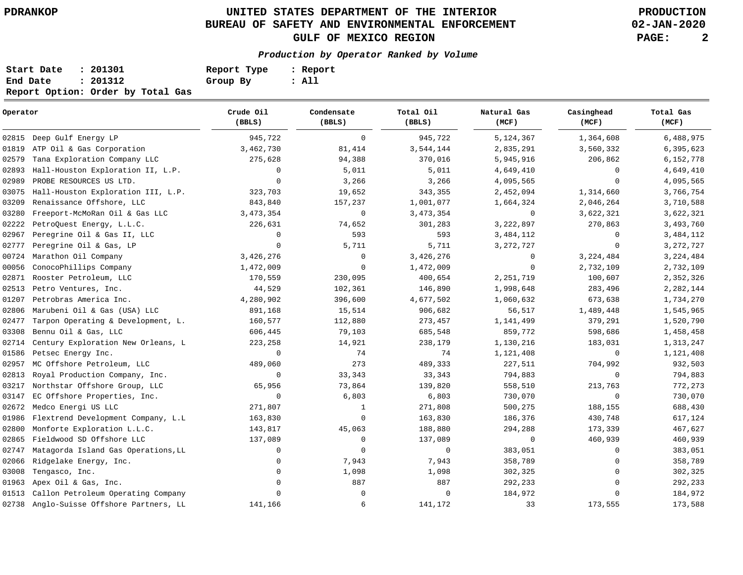PDRANKOP

# UNITED STATES DEPARTMENT OF THE INTERIOR
## BUREAU OF SAFETY AND ENVIRONMENTAL ENFORCEMENT
## GULF OF MEXICO REGION

PRODUCTION
02-JAN-2020

***Production by Operator Ranked by Volume***

**Start Date : 201301** | **Report Type : Report**
**End Date : 201312** | **Group By : All**
**Report Option: Order by Total Gas**

| Operator | Crude Oil (BBLS) | Condensate (BBLS) | Total Oil (BBLS) | Natural Gas (MCF) | Casinghead (MCF) | Total Gas (MCF) |
|---|---|---|---|---|---|---|
| 02815 Deep Gulf Energy LP | 945,722 | 0 | 945,722 | 5,124,367 | 1,364,608 | 6,488,975 |
| 01819 ATP Oil & Gas Corporation | 3,462,730 | 81,414 | 3,544,144 | 2,835,291 | 3,560,332 | 6,395,623 |
| 02579 Tana Exploration Company LLC | 275,628 | 94,388 | 370,016 | 5,945,916 | 206,862 | 6,152,778 |
| 02893 Hall-Houston Exploration II, L.P. | 0 | 5,011 | 5,011 | 4,649,410 | 0 | 4,649,410 |
| 02989 PROBE RESOURCES US LTD. | 0 | 3,266 | 3,266 | 4,095,565 | 0 | 4,095,565 |
| 03075 Hall-Houston Exploration III, L.P. | 323,703 | 19,652 | 343,355 | 2,452,094 | 1,314,660 | 3,766,754 |
| 03209 Renaissance Offshore, LLC | 843,840 | 157,237 | 1,001,077 | 1,664,324 | 2,046,264 | 3,710,588 |
| 03280 Freeport-McMoRan Oil & Gas LLC | 3,473,354 | 0 | 3,473,354 | 0 | 3,622,321 | 3,622,321 |
| 02222 PetroQuest Energy, L.L.C. | 226,631 | 74,652 | 301,283 | 3,222,897 | 270,863 | 3,493,760 |
| 02967 Peregrine Oil & Gas II, LLC | 0 | 593 | 593 | 3,484,112 | 0 | 3,484,112 |
| 02777 Peregrine Oil & Gas, LP | 0 | 5,711 | 5,711 | 3,272,727 | 0 | 3,272,727 |
| 00724 Marathon Oil Company | 3,426,276 | 0 | 3,426,276 | 0 | 3,224,484 | 3,224,484 |
| 00056 ConocoPhillips Company | 1,472,009 | 0 | 1,472,009 | 0 | 2,732,109 | 2,732,109 |
| 02871 Rooster Petroleum, LLC | 170,559 | 230,095 | 400,654 | 2,251,719 | 100,607 | 2,352,326 |
| 02513 Petro Ventures, Inc. | 44,529 | 102,361 | 146,890 | 1,998,648 | 283,496 | 2,282,144 |
| 01207 Petrobras America Inc. | 4,280,902 | 396,600 | 4,677,502 | 1,060,632 | 673,638 | 1,734,270 |
| 02806 Marubeni Oil & Gas (USA) LLC | 891,168 | 15,514 | 906,682 | 56,517 | 1,489,448 | 1,545,965 |
| 02477 Tarpon Operating & Development, L. | 160,577 | 112,880 | 273,457 | 1,141,499 | 379,291 | 1,520,790 |
| 03308 Bennu Oil & Gas, LLC | 606,445 | 79,103 | 685,548 | 859,772 | 598,686 | 1,458,458 |
| 02714 Century Exploration New Orleans, L | 223,258 | 14,921 | 238,179 | 1,130,216 | 183,031 | 1,313,247 |
| 01586 Petsec Energy Inc. | 0 | 74 | 74 | 1,121,408 | 0 | 1,121,408 |
| 02957 MC Offshore Petroleum, LLC | 489,060 | 273 | 489,333 | 227,511 | 704,992 | 932,503 |
| 02813 Royal Production Company, Inc. | 0 | 33,343 | 33,343 | 794,883 | 0 | 794,883 |
| 03217 Northstar Offshore Group, LLC | 65,956 | 73,864 | 139,820 | 558,510 | 213,763 | 772,273 |
| 03147 EC Offshore Properties, Inc. | 0 | 6,803 | 6,803 | 730,070 | 0 | 730,070 |
| 02672 Medco Energi US LLC | 271,807 | 1 | 271,808 | 500,275 | 188,155 | 688,430 |
| 01986 Flextrend Development Company, L.L | 163,830 | 0 | 163,830 | 186,376 | 430,748 | 617,124 |
| 02800 Monforte Exploration L.L.C. | 143,817 | 45,063 | 188,880 | 294,288 | 173,339 | 467,627 |
| 02865 Fieldwood SD Offshore LLC | 137,089 | 0 | 137,089 | 0 | 460,939 | 460,939 |
| 02747 Matagorda Island Gas Operations,LL | 0 | 0 | 0 | 383,051 | 0 | 383,051 |
| 02066 Ridgelake Energy, Inc. | 0 | 7,943 | 7,943 | 358,789 | 0 | 358,789 |
| 03008 Tengasco, Inc. | 0 | 1,098 | 1,098 | 302,325 | 0 | 302,325 |
| 01963 Apex Oil & Gas, Inc. | 0 | 887 | 887 | 292,233 | 0 | 292,233 |
| 01513 Callon Petroleum Operating Company | 0 | 0 | 0 | 184,972 | 0 | 184,972 |
| 02738 Anglo-Suisse Offshore Partners, LL | 141,166 | 6 | 141,172 | 33 | 173,555 | 173,588 |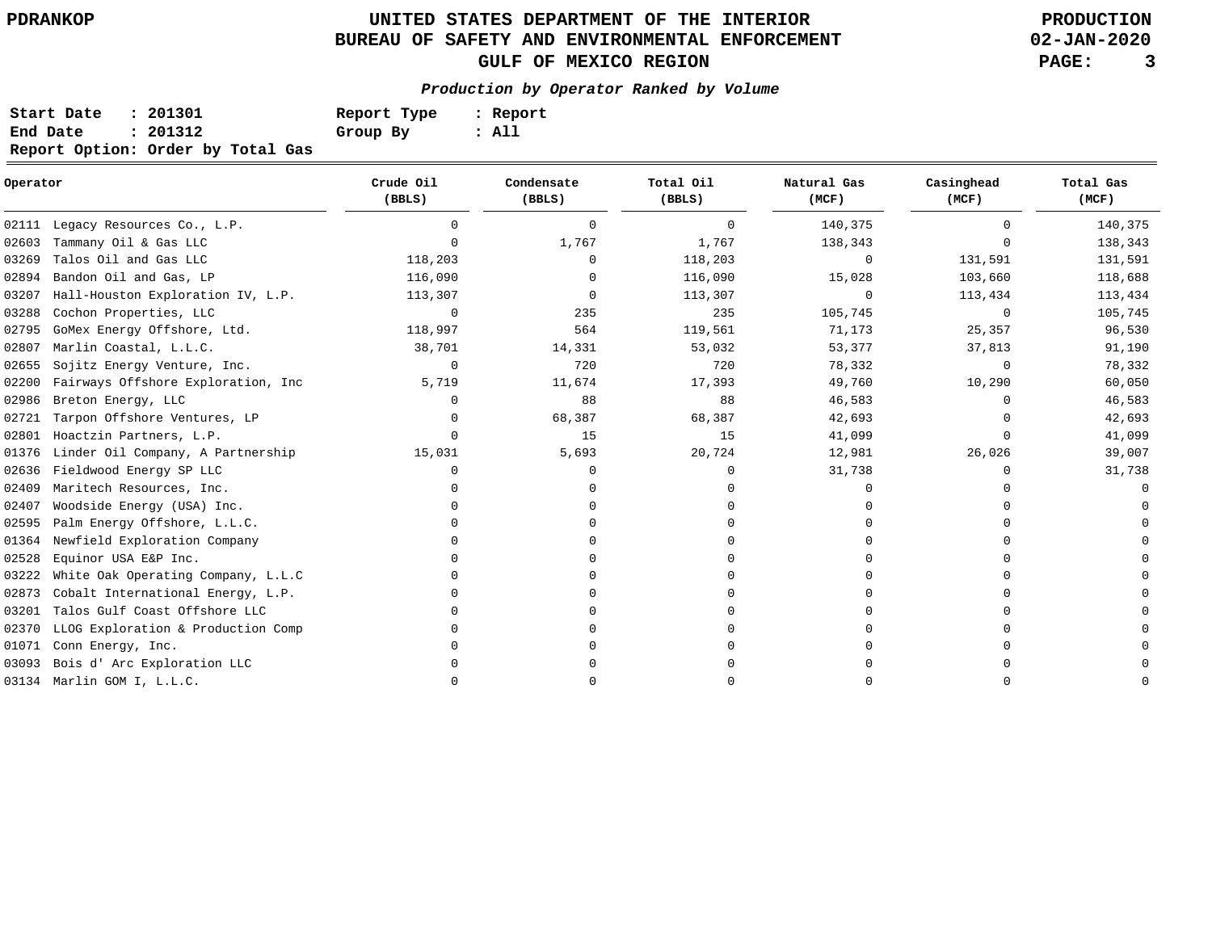**PDRANKOP**

# UNITED STATES DEPARTMENT OF THE INTERIOR
## BUREAU OF SAFETY AND ENVIRONMENTAL ENFORCEMENT
## GULF OF MEXICO REGION

**PRODUCTION**
**02-JAN-2020**

***Production by Operator Ranked by Volume***

**Start Date : 201301** **Report Type : Report**
**End Date : 201312** **Group By : All**
**Report Option: Order by Total Gas**

| Operator | Crude Oil (BBLS) | Condensate (BBLS) | Total Oil (BBLS) | Natural Gas (MCF) | Casinghead (MCF) | Total Gas (MCF) |
|---|---|---|---|---|---|---|
| 02111 Legacy Resources Co., L.P. | 0 | 0 | 0 | 140,375 | 0 | 140,375 |
| 02603 Tammany Oil & Gas LLC | 0 | 1,767 | 1,767 | 138,343 | 0 | 138,343 |
| 03269 Talos Oil and Gas LLC | 118,203 | 0 | 118,203 | 0 | 131,591 | 131,591 |
| 02894 Bandon Oil and Gas, LP | 116,090 | 0 | 116,090 | 15,028 | 103,660 | 118,688 |
| 03207 Hall-Houston Exploration IV, L.P. | 113,307 | 0 | 113,307 | 0 | 113,434 | 113,434 |
| 03288 Cochon Properties, LLC | 0 | 235 | 235 | 105,745 | 0 | 105,745 |
| 02795 GoMex Energy Offshore, Ltd. | 118,997 | 564 | 119,561 | 71,173 | 25,357 | 96,530 |
| 02807 Marlin Coastal, L.L.C. | 38,701 | 14,331 | 53,032 | 53,377 | 37,813 | 91,190 |
| 02655 Sojitz Energy Venture, Inc. | 0 | 720 | 720 | 78,332 | 0 | 78,332 |
| 02200 Fairways Offshore Exploration, Inc | 5,719 | 11,674 | 17,393 | 49,760 | 10,290 | 60,050 |
| 02986 Breton Energy, LLC | 0 | 88 | 88 | 46,583 | 0 | 46,583 |
| 02721 Tarpon Offshore Ventures, LP | 0 | 68,387 | 68,387 | 42,693 | 0 | 42,693 |
| 02801 Hoactzin Partners, L.P. | 0 | 15 | 15 | 41,099 | 0 | 41,099 |
| 01376 Linder Oil Company, A Partnership | 15,031 | 5,693 | 20,724 | 12,981 | 26,026 | 39,007 |
| 02636 Fieldwood Energy SP LLC | 0 | 0 | 0 | 31,738 | 0 | 31,738 |
| 02409 Maritech Resources, Inc. | 0 | 0 | 0 | 0 | 0 | 0 |
| 02407 Woodside Energy (USA) Inc. | 0 | 0 | 0 | 0 | 0 | 0 |
| 02595 Palm Energy Offshore, L.L.C. | 0 | 0 | 0 | 0 | 0 | 0 |
| 01364 Newfield Exploration Company | 0 | 0 | 0 | 0 | 0 | 0 |
| 02528 Equinor USA E&P Inc. | 0 | 0 | 0 | 0 | 0 | 0 |
| 03222 White Oak Operating Company, L.L.C | 0 | 0 | 0 | 0 | 0 | 0 |
| 02873 Cobalt International Energy, L.P. | 0 | 0 | 0 | 0 | 0 | 0 |
| 03201 Talos Gulf Coast Offshore LLC | 0 | 0 | 0 | 0 | 0 | 0 |
| 02370 LLOG Exploration & Production Comp | 0 | 0 | 0 | 0 | 0 | 0 |
| 01071 Conn Energy, Inc. | 0 | 0 | 0 | 0 | 0 | 0 |
| 03093 Bois d' Arc Exploration LLC | 0 | 0 | 0 | 0 | 0 | 0 |
| 03134 Marlin GOM I, L.L.C. | 0 | 0 | 0 | 0 | 0 | 0 |